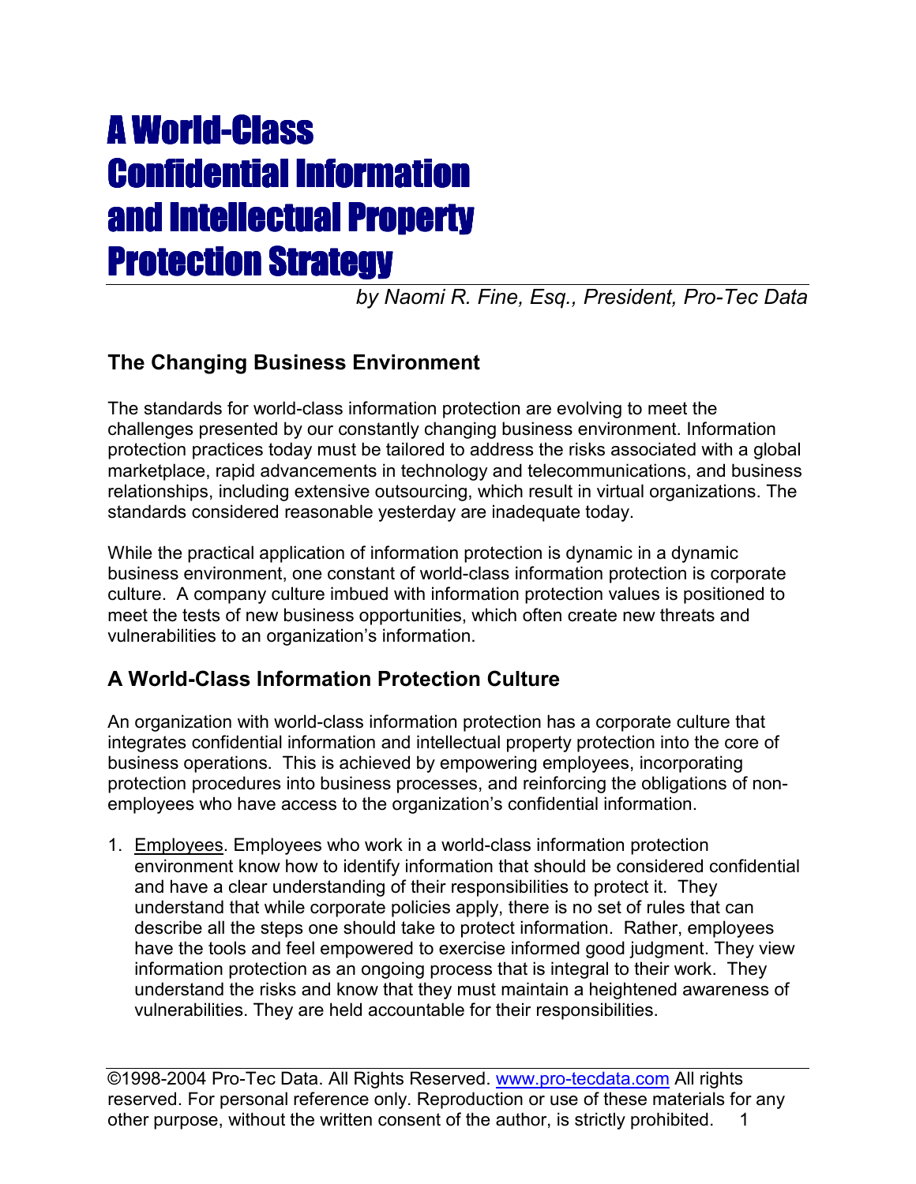# A World-Class Confidential Information and Intellectual Property Protection Strategy

*by Naomi R. Fine, Esq., President, Pro-Tec Data*

## The Changing Business Environment

The standards for world-class information protection are evolving to meet the challenges presented by our constantly changing business environment. Information protection practices today must be tailored to address the risks associated with a global marketplace, rapid advancements in technology and telecommunications, and business relationships, including extensive outsourcing, which result in virtual organizations. The standards considered reasonable yesterday are inadequate today.

While the practical application of information protection is dynamic in a dynamic business environment, one constant of world-class information protection is corporate culture. A company culture imbued with information protection values is positioned to meet the tests of new business opportunities, which often create new threats and vulnerabilities to an organization's information.

## A World-Class Information Protection Culture

An organization with world-class information protection has a corporate culture that integrates confidential information and intellectual property protection into the core of business operations. This is achieved by empowering employees, incorporating protection procedures into business processes, and reinforcing the obligations of non-employees who have access to the organization's confidential information.

1. Employees. Employees who work in a world-class information protection environment know how to identify information that should be considered confidential and have a clear understanding of their responsibilities to protect it. They understand that while corporate policies apply, there is no set of rules that can describe all the steps one should take to protect information. Rather, employees have the tools and feel empowered to exercise informed good judgment. They view information protection as an ongoing process that is integral to their work. They understand the risks and know that they must maintain a heightened awareness of vulnerabilities. They are held accountable for their responsibilities.

©1998-2004 Pro-Tec Data. All Rights Reserved. www.pro-tecdata.com All rights reserved. For personal reference only. Reproduction or use of these materials for any other purpose, without the written consent of the author, is strictly prohibited.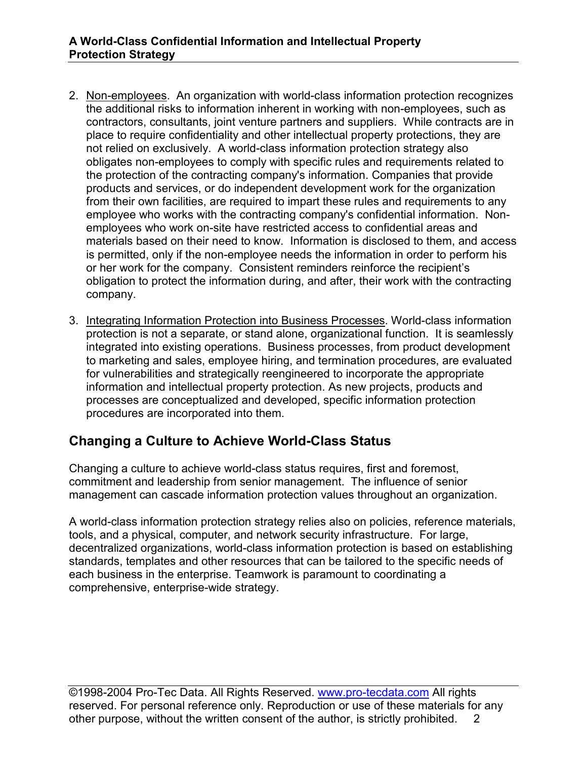2. Non-employees. An organization with world-class information protection recognizes the additional risks to information inherent in working with non-employees, such as contractors, consultants, joint venture partners and suppliers. While contracts are in place to require confidentiality and other intellectual property protections, they are not relied on exclusively. A world-class information protection strategy also obligates non-employees to comply with specific rules and requirements related to the protection of the contracting company's information. Companies that provide products and services, or do independent development work for the organization from their own facilities, are required to impart these rules and requirements to any employee who works with the contracting company's confidential information. Non-employees who work on-site have restricted access to confidential areas and materials based on their need to know. Information is disclosed to them, and access is permitted, only if the non-employee needs the information in order to perform his or her work for the company. Consistent reminders reinforce the recipient's obligation to protect the information during, and after, their work with the contracting company.

3. Integrating Information Protection into Business Processes. World-class information protection is not a separate, or stand alone, organizational function. It is seamlessly integrated into existing operations. Business processes, from product development to marketing and sales, employee hiring, and termination procedures, are evaluated for vulnerabilities and strategically reengineered to incorporate the appropriate information and intellectual property protection. As new projects, products and processes are conceptualized and developed, specific information protection procedures are incorporated into them.

## Changing a Culture to Achieve World-Class Status

Changing a culture to achieve world-class status requires, first and foremost, commitment and leadership from senior management. The influence of senior management can cascade information protection values throughout an organization.

A world-class information protection strategy relies also on policies, reference materials, tools, and a physical, computer, and network security infrastructure. For large, decentralized organizations, world-class information protection is based on establishing standards, templates and other resources that can be tailored to the specific needs of each business in the enterprise. Teamwork is paramount to coordinating a comprehensive, enterprise-wide strategy.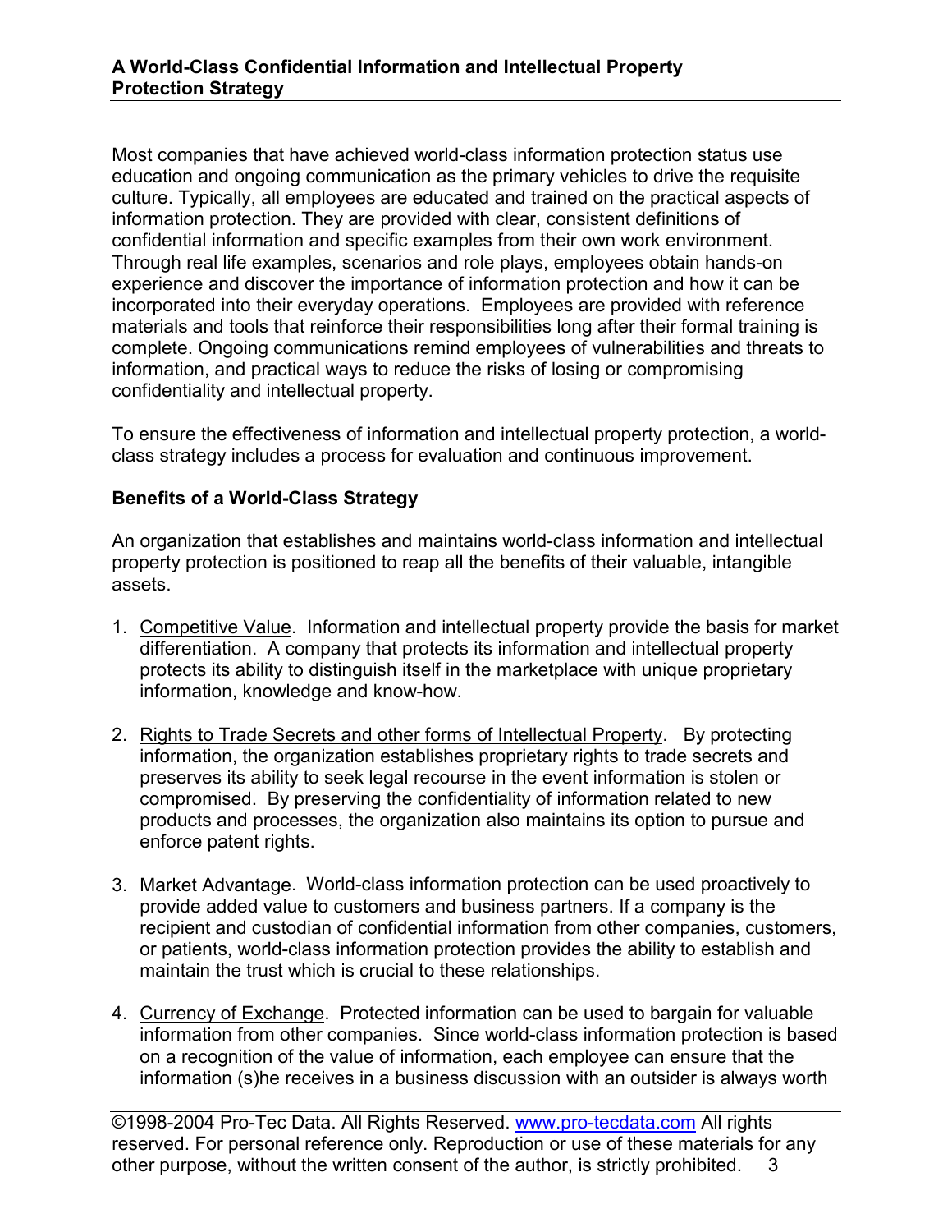Most companies that have achieved world-class information protection status use education and ongoing communication as the primary vehicles to drive the requisite culture. Typically, all employees are educated and trained on the practical aspects of information protection. They are provided with clear, consistent definitions of confidential information and specific examples from their own work environment. Through real life examples, scenarios and role plays, employees obtain hands-on experience and discover the importance of information protection and how it can be incorporated into their everyday operations. Employees are provided with reference materials and tools that reinforce their responsibilities long after their formal training is complete. Ongoing communications remind employees of vulnerabilities and threats to information, and practical ways to reduce the risks of losing or compromising confidentiality and intellectual property.

To ensure the effectiveness of information and intellectual property protection, a world-class strategy includes a process for evaluation and continuous improvement.

**Benefits of a World-Class Strategy**

An organization that establishes and maintains world-class information and intellectual property protection is positioned to reap all the benefits of their valuable, intangible assets.

1. Competitive Value. Information and intellectual property provide the basis for market differentiation. A company that protects its information and intellectual property protects its ability to distinguish itself in the marketplace with unique proprietary information, knowledge and know-how.

2. Rights to Trade Secrets and other forms of Intellectual Property. By protecting information, the organization establishes proprietary rights to trade secrets and preserves its ability to seek legal recourse in the event information is stolen or compromised. By preserving the confidentiality of information related to new products and processes, the organization also maintains its option to pursue and enforce patent rights.

3. Market Advantage. World-class information protection can be used proactively to provide added value to customers and business partners. If a company is the recipient and custodian of confidential information from other companies, customers, or patients, world-class information protection provides the ability to establish and maintain the trust which is crucial to these relationships.

4. Currency of Exchange. Protected information can be used to bargain for valuable information from other companies. Since world-class information protection is based on a recognition of the value of information, each employee can ensure that the information (s)he receives in a business discussion with an outsider is always worth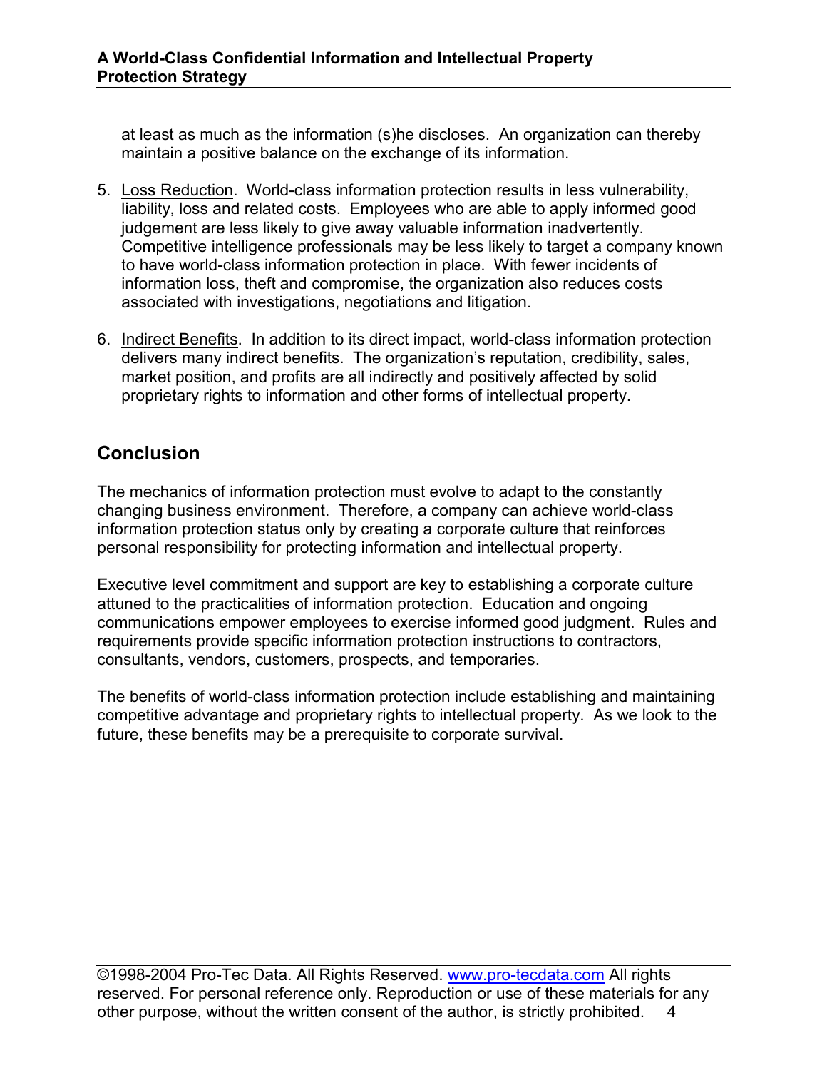at least as much as the information (s)he discloses. An organization can thereby maintain a positive balance on the exchange of its information.

5. <u>Loss Reduction</u>. World-class information protection results in less vulnerability, liability, loss and related costs. Employees who are able to apply informed good judgement are less likely to give away valuable information inadvertently. Competitive intelligence professionals may be less likely to target a company known to have world-class information protection in place. With fewer incidents of information loss, theft and compromise, the organization also reduces costs associated with investigations, negotiations and litigation.

6. <u>Indirect Benefits</u>. In addition to its direct impact, world-class information protection delivers many indirect benefits. The organization's reputation, credibility, sales, market position, and profits are all indirectly and positively affected by solid proprietary rights to information and other forms of intellectual property.

## Conclusion

The mechanics of information protection must evolve to adapt to the constantly changing business environment. Therefore, a company can achieve world-class information protection status only by creating a corporate culture that reinforces personal responsibility for protecting information and intellectual property.

Executive level commitment and support are key to establishing a corporate culture attuned to the practicalities of information protection. Education and ongoing communications empower employees to exercise informed good judgment. Rules and requirements provide specific information protection instructions to contractors, consultants, vendors, customers, prospects, and temporaries.

The benefits of world-class information protection include establishing and maintaining competitive advantage and proprietary rights to intellectual property. As we look to the future, these benefits may be a prerequisite to corporate survival.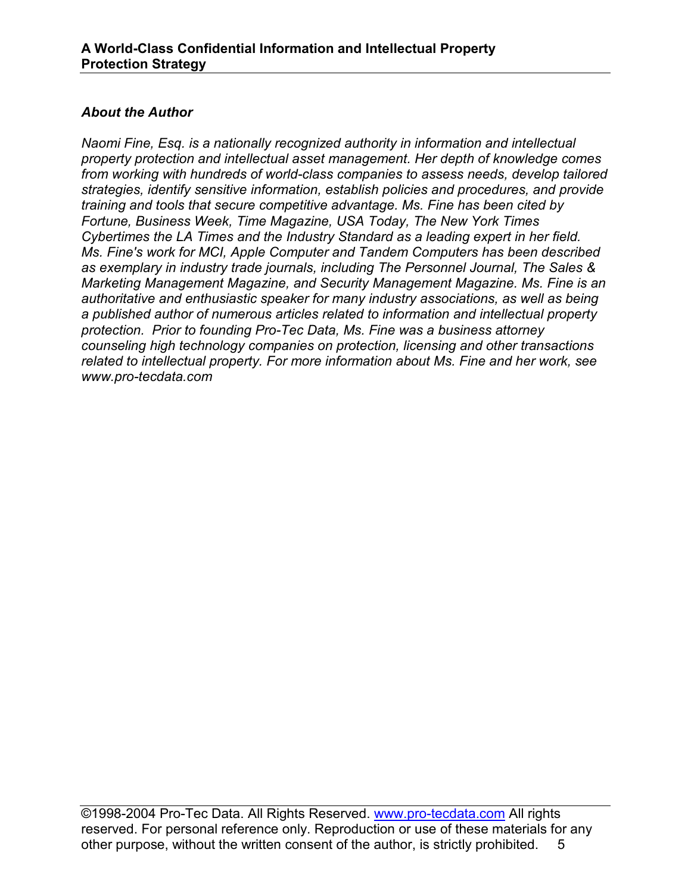### *About the Author*

*Naomi Fine, Esq. is a nationally recognized authority in information and intellectual property protection and intellectual asset management. Her depth of knowledge comes from working with hundreds of world-class companies to assess needs, develop tailored strategies, identify sensitive information, establish policies and procedures, and provide training and tools that secure competitive advantage. Ms. Fine has been cited by Fortune, Business Week, Time Magazine, USA Today, The New York Times Cybertimes the LA Times and the Industry Standard as a leading expert in her field. Ms. Fine's work for MCI, Apple Computer and Tandem Computers has been described as exemplary in industry trade journals, including The Personnel Journal, The Sales & Marketing Management Magazine, and Security Management Magazine. Ms. Fine is an authoritative and enthusiastic speaker for many industry associations, as well as being a published author of numerous articles related to information and intellectual property protection. Prior to founding Pro-Tec Data, Ms. Fine was a business attorney counseling high technology companies on protection, licensing and other transactions related to intellectual property. For more information about Ms. Fine and her work, see www.pro-tecdata.com*